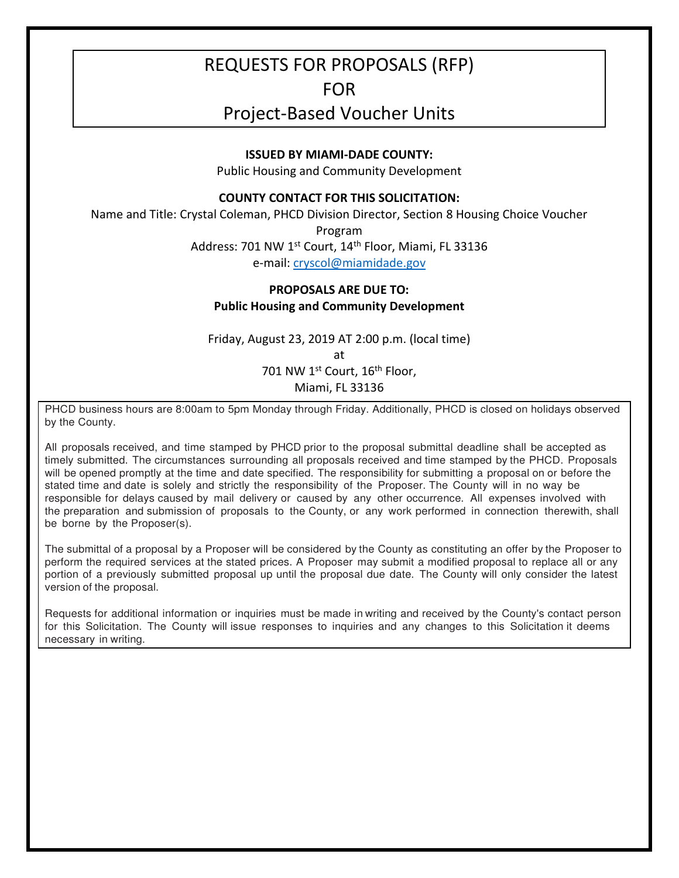# REQUESTS FOR PROPOSALS (RFP) FOR Project-Based Voucher Units

**ISSUED BY MIAMI-DADE COUNTY:**

Public Housing and Community Development

**COUNTY CONTACT FOR THIS SOLICITATION:**

Name and Title: Crystal Coleman, PHCD Division Director, Section 8 Housing Choice Voucher Program

Address: 701 NW 1st Court, 14th Floor, Miami, FL 33136

e-mail: cryscol@miamidade.gov

**PROPOSALS ARE DUE TO:**
**Public Housing and Community Development**

Friday, August 23, 2019 AT 2:00 p.m. (local time)

at

701 NW 1st Court, 16th Floor,

Miami, FL 33136

PHCD business hours are 8:00am to 5pm Monday through Friday. Additionally, PHCD is closed on holidays observed by the County.

All proposals received, and time stamped by PHCD prior to the proposal submittal deadline shall be accepted as timely submitted. The circumstances surrounding all proposals received and time stamped by the PHCD. Proposals will be opened promptly at the time and date specified. The responsibility for submitting a proposal on or before the stated time and date is solely and strictly the responsibility of the Proposer. The County will in no way be responsible for delays caused by mail delivery or caused by any other occurrence. All expenses involved with the preparation and submission of proposals to the County, or any work performed in connection therewith, shall be borne by the Proposer(s).

The submittal of a proposal by a Proposer will be considered by the County as constituting an offer by the Proposer to perform the required services at the stated prices. A Proposer may submit a modified proposal to replace all or any portion of a previously submitted proposal up until the proposal due date. The County will only consider the latest version of the proposal.

Requests for additional information or inquiries must be made in writing and received by the County's contact person for this Solicitation. The County will issue responses to inquiries and any changes to this Solicitation it deems necessary in writing.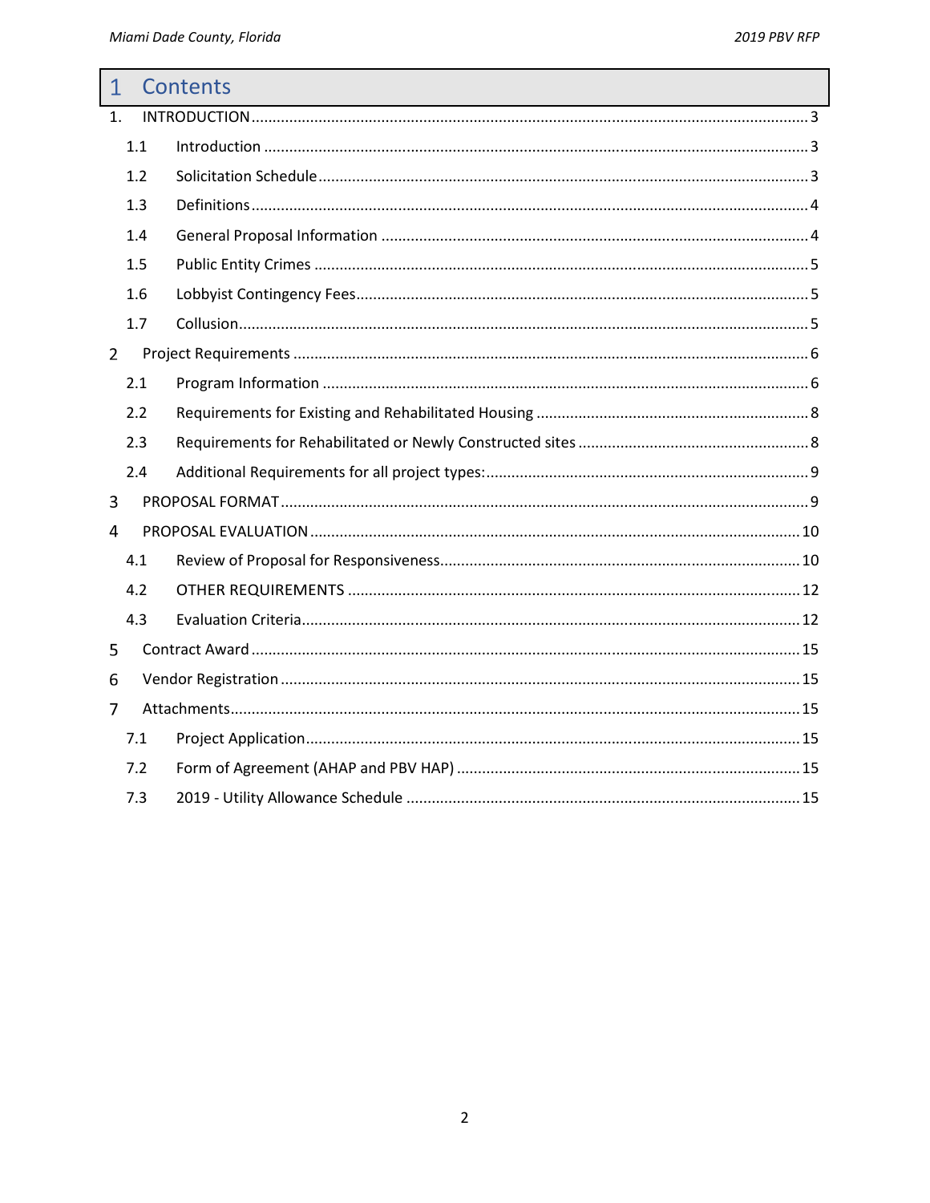# 1 Contents

1. INTRODUCTION ..... 3
   - 1.1 Introduction ..... 3
   - 1.2 Solicitation Schedule ..... 3
   - 1.3 Definitions ..... 4
   - 1.4 General Proposal Information ..... 4
   - 1.5 Public Entity Crimes ..... 5
   - 1.6 Lobbyist Contingency Fees ..... 5
   - 1.7 Collusion ..... 5
2. Project Requirements ..... 6
   - 2.1 Program Information ..... 6
   - 2.2 Requirements for Existing and Rehabilitated Housing ..... 8
   - 2.3 Requirements for Rehabilitated or Newly Constructed sites ..... 8
   - 2.4 Additional Requirements for all project types: ..... 9
3. PROPOSAL FORMAT ..... 9
4. PROPOSAL EVALUATION ..... 10
   - 4.1 Review of Proposal for Responsiveness ..... 10
   - 4.2 OTHER REQUIREMENTS ..... 12
   - 4.3 Evaluation Criteria ..... 12
5. Contract Award ..... 15
6. Vendor Registration ..... 15
7. Attachments ..... 15
   - 7.1 Project Application ..... 15
   - 7.2 Form of Agreement (AHAP and PBV HAP) ..... 15
   - 7.3 2019 - Utility Allowance Schedule ..... 15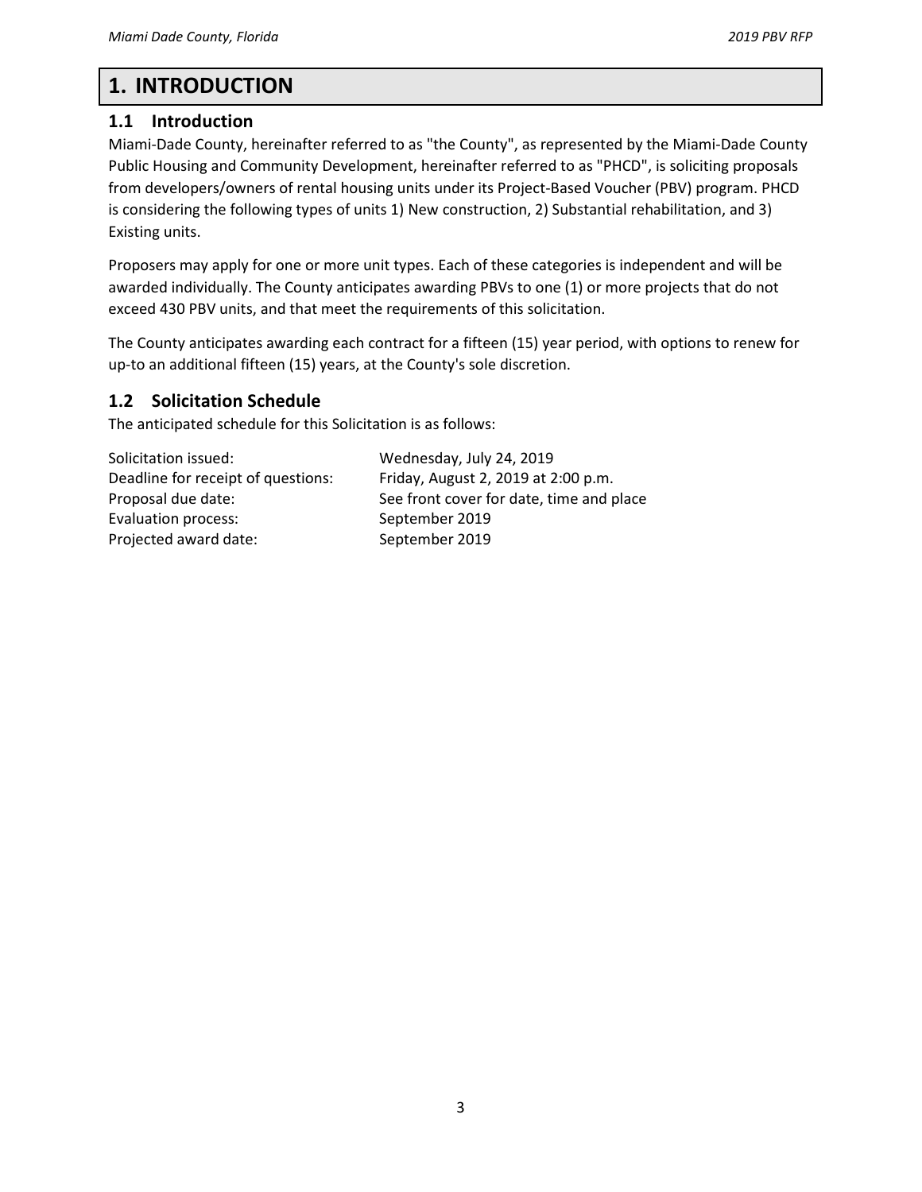# 1. INTRODUCTION

## 1.1 Introduction

Miami-Dade County, hereinafter referred to as "the County", as represented by the Miami-Dade County Public Housing and Community Development, hereinafter referred to as "PHCD", is soliciting proposals from developers/owners of rental housing units under its Project-Based Voucher (PBV) program. PHCD is considering the following types of units 1) New construction, 2) Substantial rehabilitation, and 3) Existing units.

Proposers may apply for one or more unit types. Each of these categories is independent and will be awarded individually. The County anticipates awarding PBVs to one (1) or more projects that do not exceed 430 PBV units, and that meet the requirements of this solicitation.

The County anticipates awarding each contract for a fifteen (15) year period, with options to renew for up-to an additional fifteen (15) years, at the County's sole discretion.

## 1.2 Solicitation Schedule

The anticipated schedule for this Solicitation is as follows:

| | |
|---|---|
| Solicitation issued: | Wednesday, July 24, 2019 |
| Deadline for receipt of questions: | Friday, August 2, 2019 at 2:00 p.m. |
| Proposal due date: | See front cover for date, time and place |
| Evaluation process: | September 2019 |
| Projected award date: | September 2019 |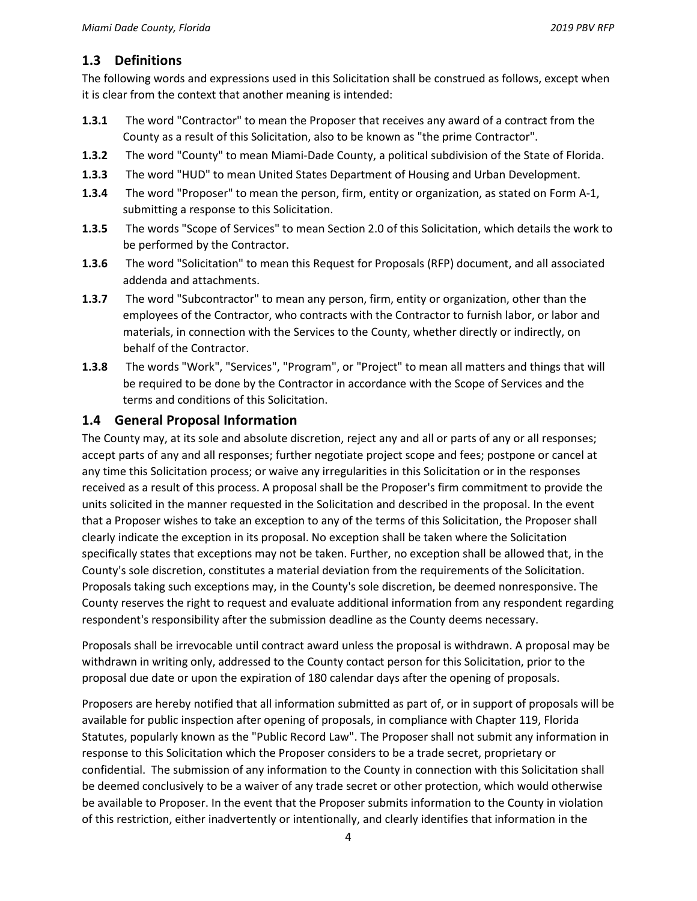## 1.3 Definitions

The following words and expressions used in this Solicitation shall be construed as follows, except when it is clear from the context that another meaning is intended:

**1.3.1** The word "Contractor" to mean the Proposer that receives any award of a contract from the County as a result of this Solicitation, also to be known as "the prime Contractor".

**1.3.2** The word "County" to mean Miami-Dade County, a political subdivision of the State of Florida.

**1.3.3** The word "HUD" to mean United States Department of Housing and Urban Development.

**1.3.4** The word "Proposer" to mean the person, firm, entity or organization, as stated on Form A-1, submitting a response to this Solicitation.

**1.3.5** The words "Scope of Services" to mean Section 2.0 of this Solicitation, which details the work to be performed by the Contractor.

**1.3.6** The word "Solicitation" to mean this Request for Proposals (RFP) document, and all associated addenda and attachments.

**1.3.7** The word "Subcontractor" to mean any person, firm, entity or organization, other than the employees of the Contractor, who contracts with the Contractor to furnish labor, or labor and materials, in connection with the Services to the County, whether directly or indirectly, on behalf of the Contractor.

**1.3.8** The words "Work", "Services", "Program", or "Project" to mean all matters and things that will be required to be done by the Contractor in accordance with the Scope of Services and the terms and conditions of this Solicitation.

## 1.4 General Proposal Information

The County may, at its sole and absolute discretion, reject any and all or parts of any or all responses; accept parts of any and all responses; further negotiate project scope and fees; postpone or cancel at any time this Solicitation process; or waive any irregularities in this Solicitation or in the responses received as a result of this process. A proposal shall be the Proposer's firm commitment to provide the units solicited in the manner requested in the Solicitation and described in the proposal. In the event that a Proposer wishes to take an exception to any of the terms of this Solicitation, the Proposer shall clearly indicate the exception in its proposal. No exception shall be taken where the Solicitation specifically states that exceptions may not be taken. Further, no exception shall be allowed that, in the County's sole discretion, constitutes a material deviation from the requirements of the Solicitation. Proposals taking such exceptions may, in the County's sole discretion, be deemed nonresponsive. The County reserves the right to request and evaluate additional information from any respondent regarding respondent's responsibility after the submission deadline as the County deems necessary.

Proposals shall be irrevocable until contract award unless the proposal is withdrawn. A proposal may be withdrawn in writing only, addressed to the County contact person for this Solicitation, prior to the proposal due date or upon the expiration of 180 calendar days after the opening of proposals.

Proposers are hereby notified that all information submitted as part of, or in support of proposals will be available for public inspection after opening of proposals, in compliance with Chapter 119, Florida Statutes, popularly known as the "Public Record Law". The Proposer shall not submit any information in response to this Solicitation which the Proposer considers to be a trade secret, proprietary or confidential. The submission of any information to the County in connection with this Solicitation shall be deemed conclusively to be a waiver of any trade secret or other protection, which would otherwise be available to Proposer. In the event that the Proposer submits information to the County in violation of this restriction, either inadvertently or intentionally, and clearly identifies that information in the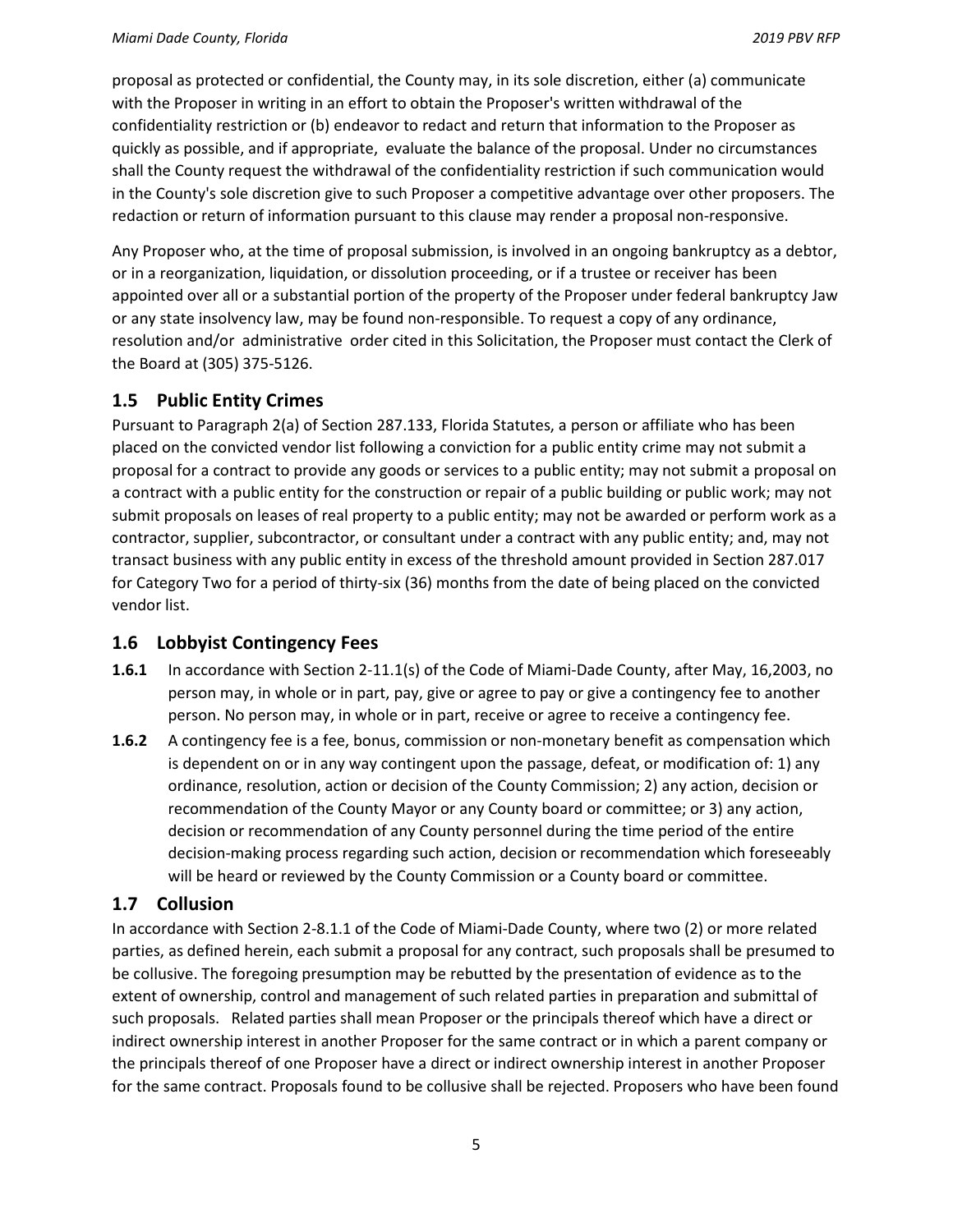proposal as protected or confidential, the County may, in its sole discretion, either (a) communicate with the Proposer in writing in an effort to obtain the Proposer's written withdrawal of the confidentiality restriction or (b) endeavor to redact and return that information to the Proposer as quickly as possible, and if appropriate, evaluate the balance of the proposal. Under no circumstances shall the County request the withdrawal of the confidentiality restriction if such communication would in the County's sole discretion give to such Proposer a competitive advantage over other proposers. The redaction or return of information pursuant to this clause may render a proposal non-responsive.

Any Proposer who, at the time of proposal submission, is involved in an ongoing bankruptcy as a debtor, or in a reorganization, liquidation, or dissolution proceeding, or if a trustee or receiver has been appointed over all or a substantial portion of the property of the Proposer under federal bankruptcy Jaw or any state insolvency law, may be found non-responsible. To request a copy of any ordinance, resolution and/or administrative order cited in this Solicitation, the Proposer must contact the Clerk of the Board at (305) 375-5126.

## 1.5 Public Entity Crimes

Pursuant to Paragraph 2(a) of Section 287.133, Florida Statutes, a person or affiliate who has been placed on the convicted vendor list following a conviction for a public entity crime may not submit a proposal for a contract to provide any goods or services to a public entity; may not submit a proposal on a contract with a public entity for the construction or repair of a public building or public work; may not submit proposals on leases of real property to a public entity; may not be awarded or perform work as a contractor, supplier, subcontractor, or consultant under a contract with any public entity; and, may not transact business with any public entity in excess of the threshold amount provided in Section 287.017 for Category Two for a period of thirty-six (36) months from the date of being placed on the convicted vendor list.

## 1.6 Lobbyist Contingency Fees

**1.6.1** In accordance with Section 2-11.1(s) of the Code of Miami-Dade County, after May, 16,2003, no person may, in whole or in part, pay, give or agree to pay or give a contingency fee to another person. No person may, in whole or in part, receive or agree to receive a contingency fee.

**1.6.2** A contingency fee is a fee, bonus, commission or non-monetary benefit as compensation which is dependent on or in any way contingent upon the passage, defeat, or modification of: 1) any ordinance, resolution, action or decision of the County Commission; 2) any action, decision or recommendation of the County Mayor or any County board or committee; or 3) any action, decision or recommendation of any County personnel during the time period of the entire decision-making process regarding such action, decision or recommendation which foreseeably will be heard or reviewed by the County Commission or a County board or committee.

## 1.7 Collusion

In accordance with Section 2-8.1.1 of the Code of Miami-Dade County, where two (2) or more related parties, as defined herein, each submit a proposal for any contract, such proposals shall be presumed to be collusive. The foregoing presumption may be rebutted by the presentation of evidence as to the extent of ownership, control and management of such related parties in preparation and submittal of such proposals. Related parties shall mean Proposer or the principals thereof which have a direct or indirect ownership interest in another Proposer for the same contract or in which a parent company or the principals thereof of one Proposer have a direct or indirect ownership interest in another Proposer for the same contract. Proposals found to be collusive shall be rejected. Proposers who have been found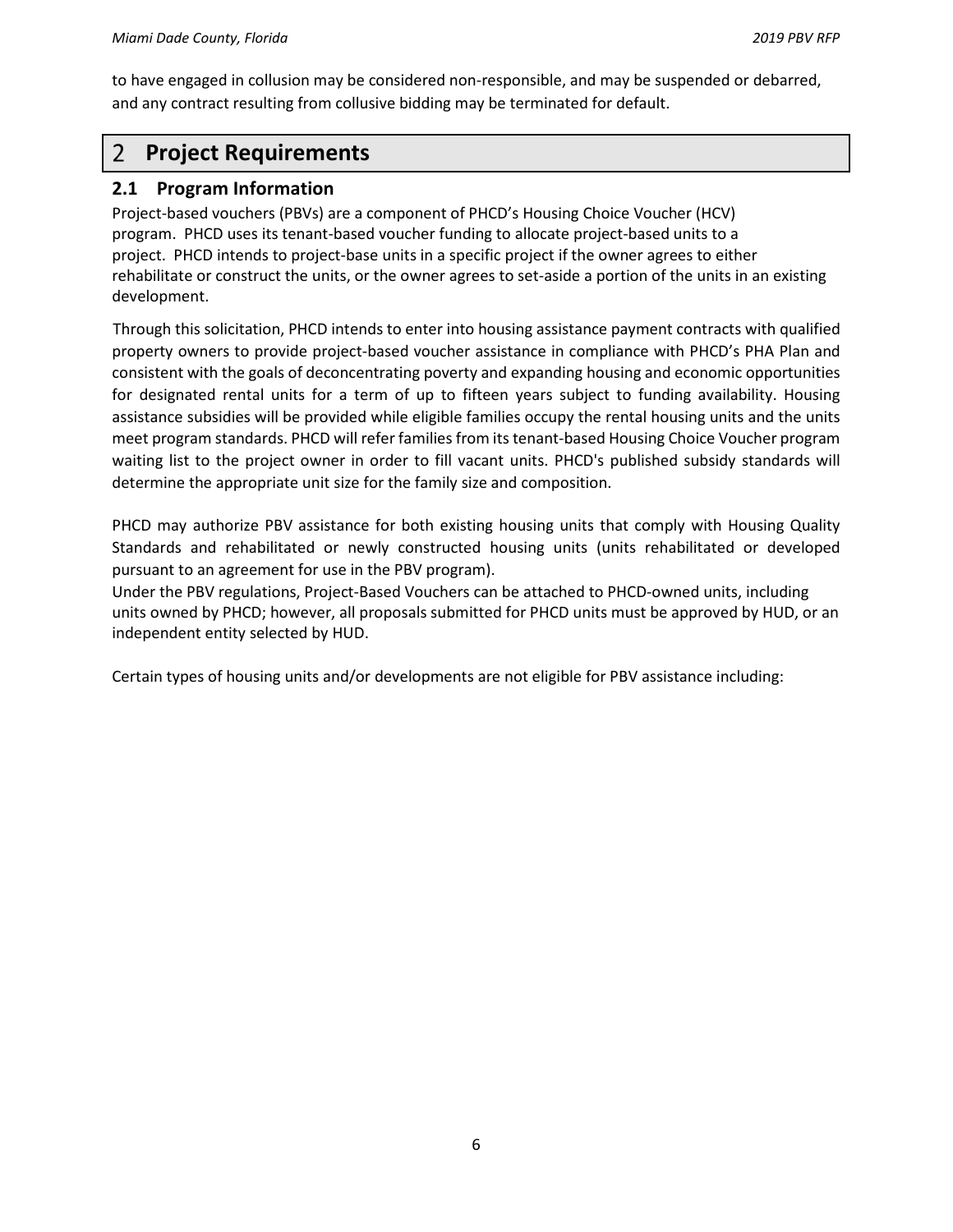to have engaged in collusion may be considered non-responsible, and may be suspended or debarred, and any contract resulting from collusive bidding may be terminated for default.

# 2 Project Requirements

## 2.1 Program Information

Project-based vouchers (PBVs) are a component of PHCD's Housing Choice Voucher (HCV) program. PHCD uses its tenant-based voucher funding to allocate project-based units to a project. PHCD intends to project-base units in a specific project if the owner agrees to either rehabilitate or construct the units, or the owner agrees to set-aside a portion of the units in an existing development.

Through this solicitation, PHCD intends to enter into housing assistance payment contracts with qualified property owners to provide project-based voucher assistance in compliance with PHCD's PHA Plan and consistent with the goals of deconcentrating poverty and expanding housing and economic opportunities for designated rental units for a term of up to fifteen years subject to funding availability. Housing assistance subsidies will be provided while eligible families occupy the rental housing units and the units meet program standards. PHCD will refer families from its tenant-based Housing Choice Voucher program waiting list to the project owner in order to fill vacant units. PHCD's published subsidy standards will determine the appropriate unit size for the family size and composition.

PHCD may authorize PBV assistance for both existing housing units that comply with Housing Quality Standards and rehabilitated or newly constructed housing units (units rehabilitated or developed pursuant to an agreement for use in the PBV program).

Under the PBV regulations, Project-Based Vouchers can be attached to PHCD-owned units, including units owned by PHCD; however, all proposals submitted for PHCD units must be approved by HUD, or an independent entity selected by HUD.

Certain types of housing units and/or developments are not eligible for PBV assistance including: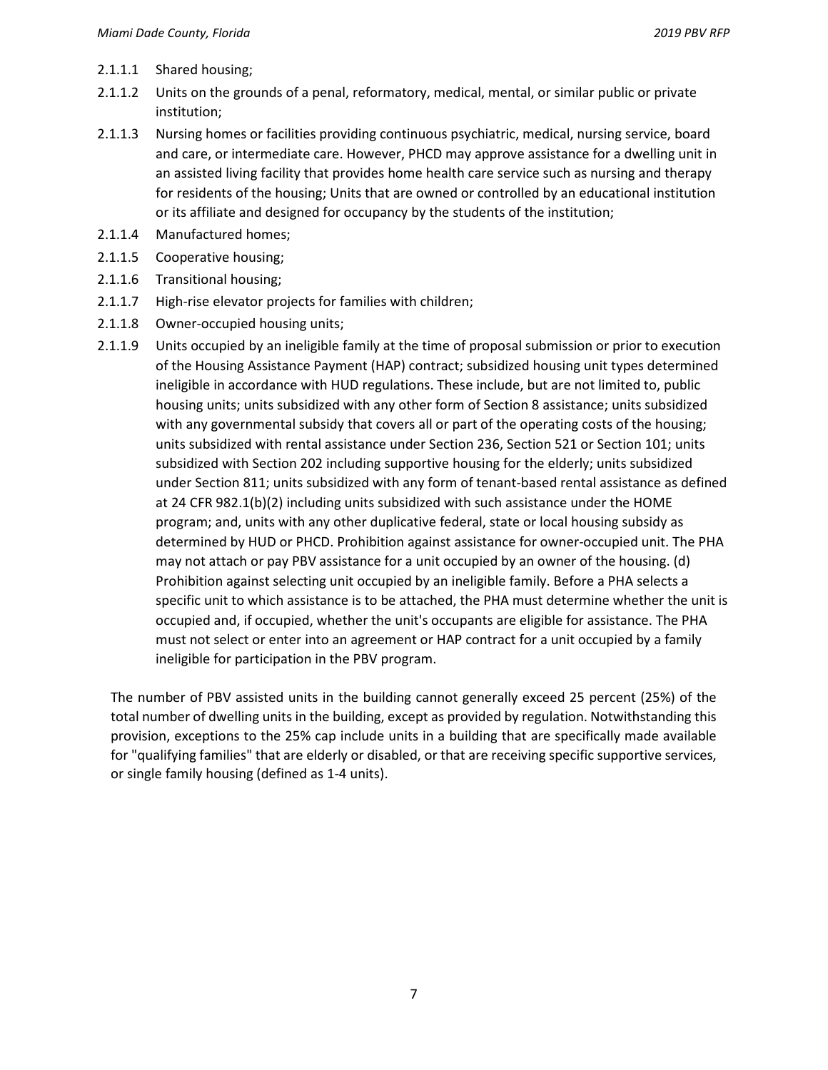2.1.1.1 Shared housing;

2.1.1.2 Units on the grounds of a penal, reformatory, medical, mental, or similar public or private institution;

2.1.1.3 Nursing homes or facilities providing continuous psychiatric, medical, nursing service, board and care, or intermediate care. However, PHCD may approve assistance for a dwelling unit in an assisted living facility that provides home health care service such as nursing and therapy for residents of the housing; Units that are owned or controlled by an educational institution or its affiliate and designed for occupancy by the students of the institution;

2.1.1.4 Manufactured homes;

2.1.1.5 Cooperative housing;

2.1.1.6 Transitional housing;

2.1.1.7 High-rise elevator projects for families with children;

2.1.1.8 Owner-occupied housing units;

2.1.1.9 Units occupied by an ineligible family at the time of proposal submission or prior to execution of the Housing Assistance Payment (HAP) contract; subsidized housing unit types determined ineligible in accordance with HUD regulations. These include, but are not limited to, public housing units; units subsidized with any other form of Section 8 assistance; units subsidized with any governmental subsidy that covers all or part of the operating costs of the housing; units subsidized with rental assistance under Section 236, Section 521 or Section 101; units subsidized with Section 202 including supportive housing for the elderly; units subsidized under Section 811; units subsidized with any form of tenant-based rental assistance as defined at 24 CFR 982.1(b)(2) including units subsidized with such assistance under the HOME program; and, units with any other duplicative federal, state or local housing subsidy as determined by HUD or PHCD. Prohibition against assistance for owner-occupied unit. The PHA may not attach or pay PBV assistance for a unit occupied by an owner of the housing. (d) Prohibition against selecting unit occupied by an ineligible family. Before a PHA selects a specific unit to which assistance is to be attached, the PHA must determine whether the unit is occupied and, if occupied, whether the unit's occupants are eligible for assistance. The PHA must not select or enter into an agreement or HAP contract for a unit occupied by a family ineligible for participation in the PBV program.

The number of PBV assisted units in the building cannot generally exceed 25 percent (25%) of the total number of dwelling units in the building, except as provided by regulation. Notwithstanding this provision, exceptions to the 25% cap include units in a building that are specifically made available for "qualifying families" that are elderly or disabled, or that are receiving specific supportive services, or single family housing (defined as 1-4 units).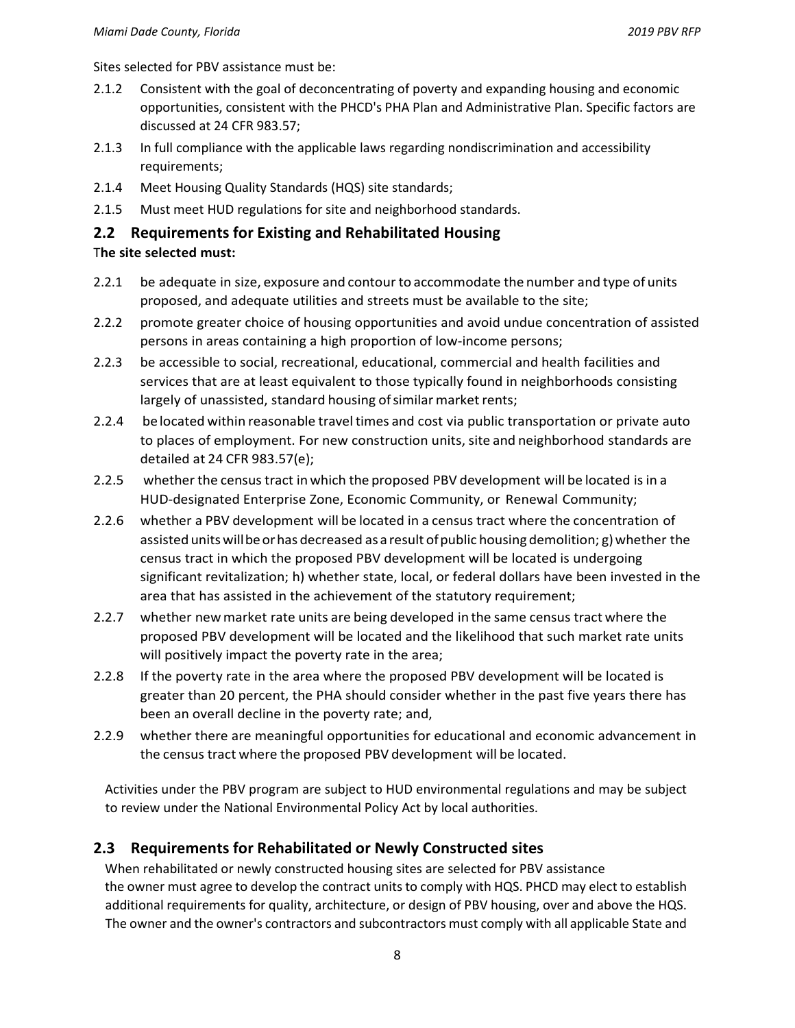Sites selected for PBV assistance must be:

2.1.2 Consistent with the goal of deconcentrating of poverty and expanding housing and economic opportunities, consistent with the PHCD's PHA Plan and Administrative Plan. Specific factors are discussed at 24 CFR 983.57;

2.1.3 In full compliance with the applicable laws regarding nondiscrimination and accessibility requirements;

2.1.4 Meet Housing Quality Standards (HQS) site standards;

2.1.5 Must meet HUD regulations for site and neighborhood standards.

## 2.2 Requirements for Existing and Rehabilitated Housing

**The site selected must:**

2.2.1 be adequate in size, exposure and contour to accommodate the number and type of units proposed, and adequate utilities and streets must be available to the site;

2.2.2 promote greater choice of housing opportunities and avoid undue concentration of assisted persons in areas containing a high proportion of low-income persons;

2.2.3 be accessible to social, recreational, educational, commercial and health facilities and services that are at least equivalent to those typically found in neighborhoods consisting largely of unassisted, standard housing of similar market rents;

2.2.4 be located within reasonable travel times and cost via public transportation or private auto to places of employment. For new construction units, site and neighborhood standards are detailed at 24 CFR 983.57(e);

2.2.5 whether the census tract in which the proposed PBV development will be located is in a HUD-designated Enterprise Zone, Economic Community, or Renewal Community;

2.2.6 whether a PBV development will be located in a census tract where the concentration of assisted units will be or has decreased as a result of public housing demolition; g) whether the census tract in which the proposed PBV development will be located is undergoing significant revitalization; h) whether state, local, or federal dollars have been invested in the area that has assisted in the achievement of the statutory requirement;

2.2.7 whether new market rate units are being developed in the same census tract where the proposed PBV development will be located and the likelihood that such market rate units will positively impact the poverty rate in the area;

2.2.8 If the poverty rate in the area where the proposed PBV development will be located is greater than 20 percent, the PHA should consider whether in the past five years there has been an overall decline in the poverty rate; and,

2.2.9 whether there are meaningful opportunities for educational and economic advancement in the census tract where the proposed PBV development will be located.

Activities under the PBV program are subject to HUD environmental regulations and may be subject to review under the National Environmental Policy Act by local authorities.

## 2.3 Requirements for Rehabilitated or Newly Constructed sites

When rehabilitated or newly constructed housing sites are selected for PBV assistance the owner must agree to develop the contract units to comply with HQS. PHCD may elect to establish additional requirements for quality, architecture, or design of PBV housing, over and above the HQS. The owner and the owner's contractors and subcontractors must comply with all applicable State and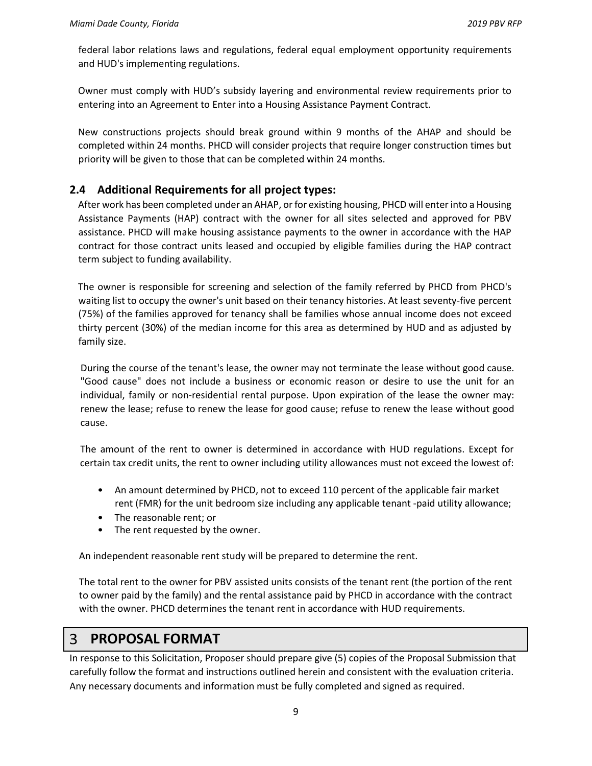federal labor relations laws and regulations, federal equal employment opportunity requirements and HUD's implementing regulations.

Owner must comply with HUD's subsidy layering and environmental review requirements prior to entering into an Agreement to Enter into a Housing Assistance Payment Contract.

New constructions projects should break ground within 9 months of the AHAP and should be completed within 24 months. PHCD will consider projects that require longer construction times but priority will be given to those that can be completed within 24 months.

## 2.4 Additional Requirements for all project types:

After work has been completed under an AHAP, or for existing housing, PHCD will enter into a Housing Assistance Payments (HAP) contract with the owner for all sites selected and approved for PBV assistance. PHCD will make housing assistance payments to the owner in accordance with the HAP contract for those contract units leased and occupied by eligible families during the HAP contract term subject to funding availability.

The owner is responsible for screening and selection of the family referred by PHCD from PHCD's waiting list to occupy the owner's unit based on their tenancy histories. At least seventy-five percent (75%) of the families approved for tenancy shall be families whose annual income does not exceed thirty percent (30%) of the median income for this area as determined by HUD and as adjusted by family size.

During the course of the tenant's lease, the owner may not terminate the lease without good cause. "Good cause" does not include a business or economic reason or desire to use the unit for an individual, family or non-residential rental purpose. Upon expiration of the lease the owner may: renew the lease; refuse to renew the lease for good cause; refuse to renew the lease without good cause.

The amount of the rent to owner is determined in accordance with HUD regulations. Except for certain tax credit units, the rent to owner including utility allowances must not exceed the lowest of:

- An amount determined by PHCD, not to exceed 110 percent of the applicable fair market rent (FMR) for the unit bedroom size including any applicable tenant -paid utility allowance;
- The reasonable rent; or
- The rent requested by the owner.

An independent reasonable rent study will be prepared to determine the rent.

The total rent to the owner for PBV assisted units consists of the tenant rent (the portion of the rent to owner paid by the family) and the rental assistance paid by PHCD in accordance with the contract with the owner. PHCD determines the tenant rent in accordance with HUD requirements.

# 3 PROPOSAL FORMAT

In response to this Solicitation, Proposer should prepare give (5) copies of the Proposal Submission that carefully follow the format and instructions outlined herein and consistent with the evaluation criteria. Any necessary documents and information must be fully completed and signed as required.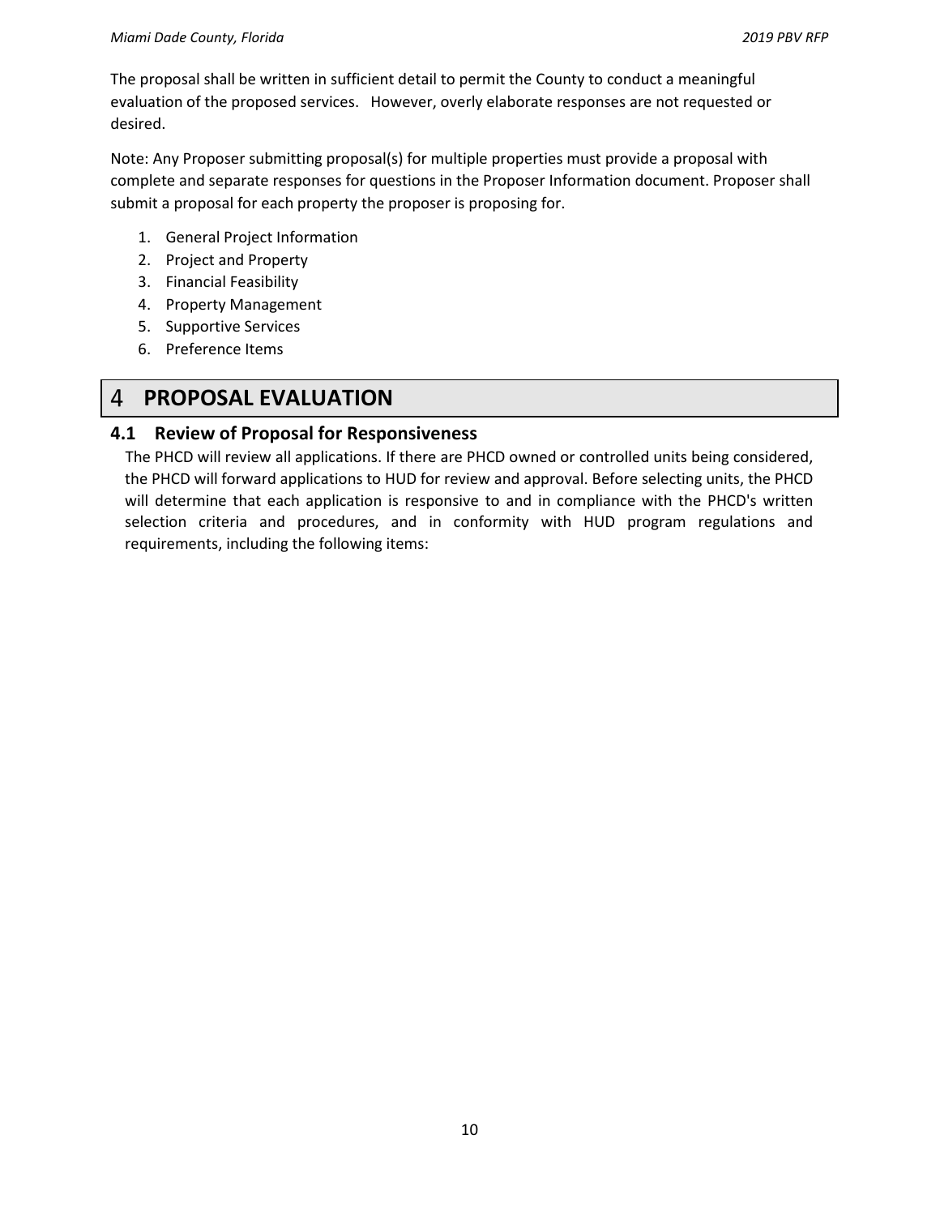The proposal shall be written in sufficient detail to permit the County to conduct a meaningful evaluation of the proposed services. However, overly elaborate responses are not requested or desired.

Note: Any Proposer submitting proposal(s) for multiple properties must provide a proposal with complete and separate responses for questions in the Proposer Information document. Proposer shall submit a proposal for each property the proposer is proposing for.

1. General Project Information
2. Project and Property
3. Financial Feasibility
4. Property Management
5. Supportive Services
6. Preference Items

# 4 PROPOSAL EVALUATION

## 4.1 Review of Proposal for Responsiveness

The PHCD will review all applications. If there are PHCD owned or controlled units being considered, the PHCD will forward applications to HUD for review and approval. Before selecting units, the PHCD will determine that each application is responsive to and in compliance with the PHCD's written selection criteria and procedures, and in conformity with HUD program regulations and requirements, including the following items: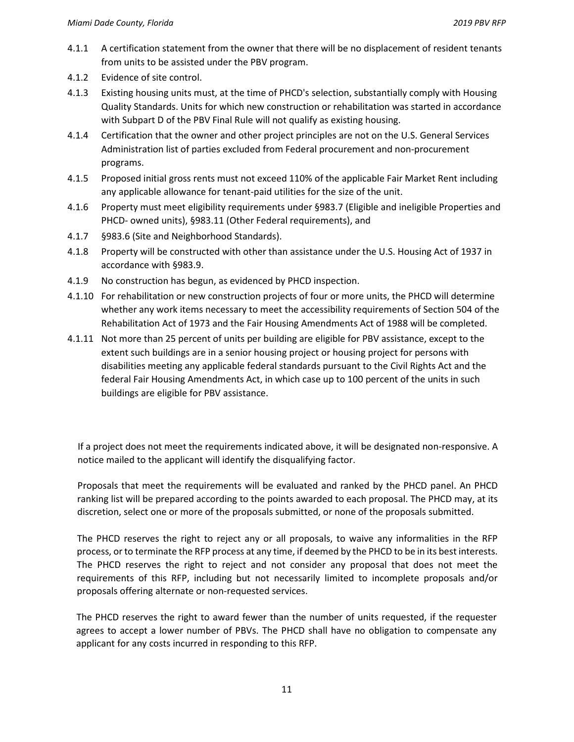4.1.1 A certification statement from the owner that there will be no displacement of resident tenants from units to be assisted under the PBV program.

4.1.2 Evidence of site control.

4.1.3 Existing housing units must, at the time of PHCD's selection, substantially comply with Housing Quality Standards. Units for which new construction or rehabilitation was started in accordance with Subpart D of the PBV Final Rule will not qualify as existing housing.

4.1.4 Certification that the owner and other project principles are not on the U.S. General Services Administration list of parties excluded from Federal procurement and non-procurement programs.

4.1.5 Proposed initial gross rents must not exceed 110% of the applicable Fair Market Rent including any applicable allowance for tenant-paid utilities for the size of the unit.

4.1.6 Property must meet eligibility requirements under §983.7 (Eligible and ineligible Properties and PHCD- owned units), §983.11 (Other Federal requirements), and

4.1.7 §983.6 (Site and Neighborhood Standards).

4.1.8 Property will be constructed with other than assistance under the U.S. Housing Act of 1937 in accordance with §983.9.

4.1.9 No construction has begun, as evidenced by PHCD inspection.

4.1.10 For rehabilitation or new construction projects of four or more units, the PHCD will determine whether any work items necessary to meet the accessibility requirements of Section 504 of the Rehabilitation Act of 1973 and the Fair Housing Amendments Act of 1988 will be completed.

4.1.11 Not more than 25 percent of units per building are eligible for PBV assistance, except to the extent such buildings are in a senior housing project or housing project for persons with disabilities meeting any applicable federal standards pursuant to the Civil Rights Act and the federal Fair Housing Amendments Act, in which case up to 100 percent of the units in such buildings are eligible for PBV assistance.

If a project does not meet the requirements indicated above, it will be designated non-responsive. A notice mailed to the applicant will identify the disqualifying factor.

Proposals that meet the requirements will be evaluated and ranked by the PHCD panel. An PHCD ranking list will be prepared according to the points awarded to each proposal. The PHCD may, at its discretion, select one or more of the proposals submitted, or none of the proposals submitted.

The PHCD reserves the right to reject any or all proposals, to waive any informalities in the RFP process, or to terminate the RFP process at any time, if deemed by the PHCD to be in its best interests. The PHCD reserves the right to reject and not consider any proposal that does not meet the requirements of this RFP, including but not necessarily limited to incomplete proposals and/or proposals offering alternate or non-requested services.

The PHCD reserves the right to award fewer than the number of units requested, if the requester agrees to accept a lower number of PBVs. The PHCD shall have no obligation to compensate any applicant for any costs incurred in responding to this RFP.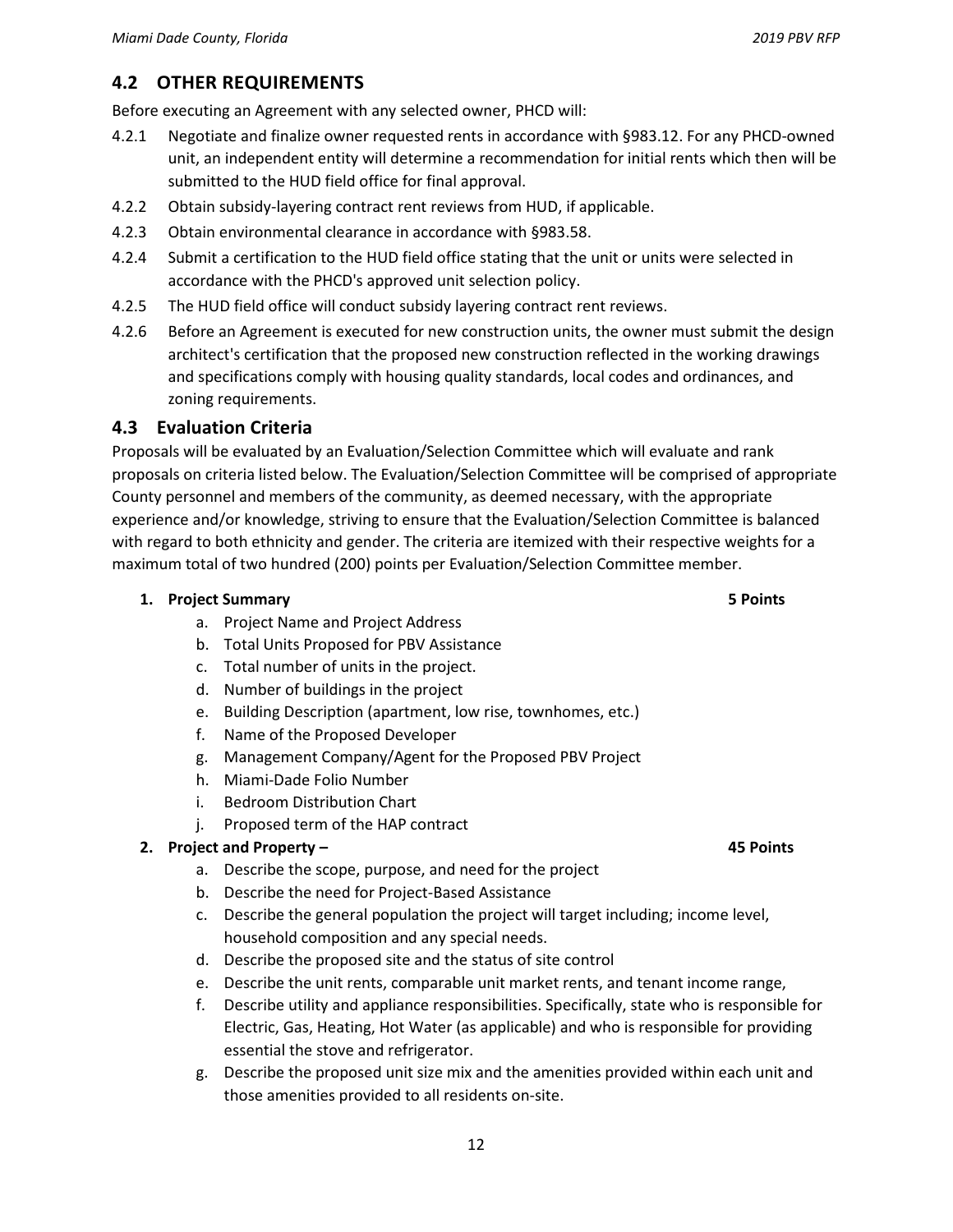## 4.2 OTHER REQUIREMENTS

Before executing an Agreement with any selected owner, PHCD will:

4.2.1 Negotiate and finalize owner requested rents in accordance with §983.12. For any PHCD-owned unit, an independent entity will determine a recommendation for initial rents which then will be submitted to the HUD field office for final approval.

4.2.2 Obtain subsidy-layering contract rent reviews from HUD, if applicable.

4.2.3 Obtain environmental clearance in accordance with §983.58.

4.2.4 Submit a certification to the HUD field office stating that the unit or units were selected in accordance with the PHCD's approved unit selection policy.

4.2.5 The HUD field office will conduct subsidy layering contract rent reviews.

4.2.6 Before an Agreement is executed for new construction units, the owner must submit the design architect's certification that the proposed new construction reflected in the working drawings and specifications comply with housing quality standards, local codes and ordinances, and zoning requirements.

## 4.3 Evaluation Criteria

Proposals will be evaluated by an Evaluation/Selection Committee which will evaluate and rank proposals on criteria listed below. The Evaluation/Selection Committee will be comprised of appropriate County personnel and members of the community, as deemed necessary, with the appropriate experience and/or knowledge, striving to ensure that the Evaluation/Selection Committee is balanced with regard to both ethnicity and gender. The criteria are itemized with their respective weights for a maximum total of two hundred (200) points per Evaluation/Selection Committee member.

1. **Project Summary** **5 Points**
   a. Project Name and Project Address
   b. Total Units Proposed for PBV Assistance
   c. Total number of units in the project.
   d. Number of buildings in the project
   e. Building Description (apartment, low rise, townhomes, etc.)
   f. Name of the Proposed Developer
   g. Management Company/Agent for the Proposed PBV Project
   h. Miami-Dade Folio Number
   i. Bedroom Distribution Chart
   j. Proposed term of the HAP contract

2. **Project and Property –** **45 Points**
   a. Describe the scope, purpose, and need for the project
   b. Describe the need for Project-Based Assistance
   c. Describe the general population the project will target including; income level, household composition and any special needs.
   d. Describe the proposed site and the status of site control
   e. Describe the unit rents, comparable unit market rents, and tenant income range,
   f. Describe utility and appliance responsibilities. Specifically, state who is responsible for Electric, Gas, Heating, Hot Water (as applicable) and who is responsible for providing essential the stove and refrigerator.
   g. Describe the proposed unit size mix and the amenities provided within each unit and those amenities provided to all residents on-site.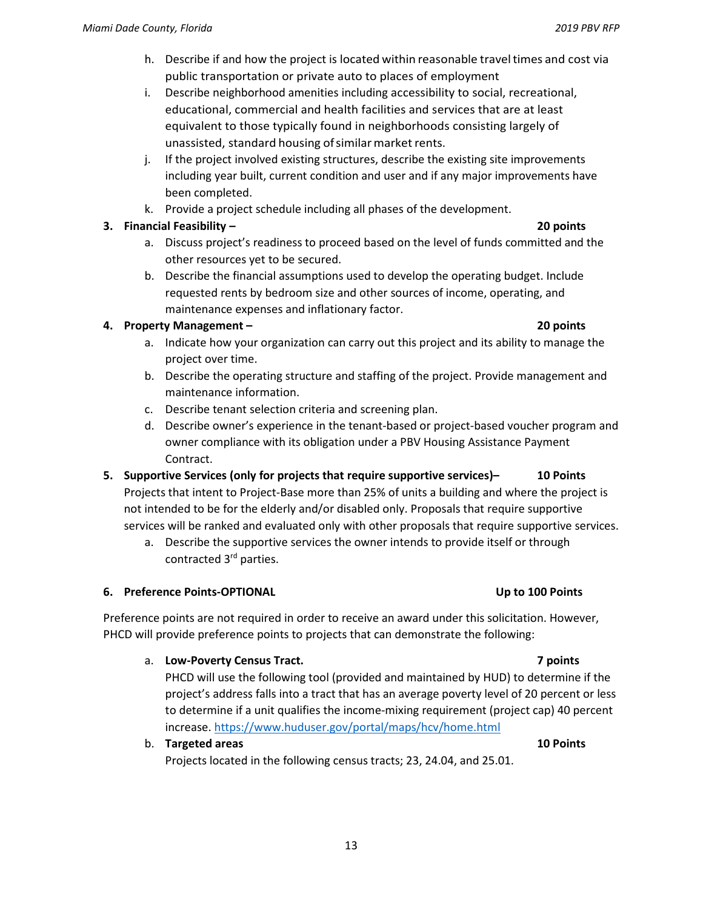h. Describe if and how the project is located within reasonable travel times and cost via public transportation or private auto to places of employment
i. Describe neighborhood amenities including accessibility to social, recreational, educational, commercial and health facilities and services that are at least equivalent to those typically found in neighborhoods consisting largely of unassisted, standard housing of similar market rents.
j. If the project involved existing structures, describe the existing site improvements including year built, current condition and user and if any major improvements have been completed.
k. Provide a project schedule including all phases of the development.

**3. Financial Feasibility – 20 points**

a. Discuss project's readiness to proceed based on the level of funds committed and the other resources yet to be secured.
b. Describe the financial assumptions used to develop the operating budget. Include requested rents by bedroom size and other sources of income, operating, and maintenance expenses and inflationary factor.

**4. Property Management – 20 points**

a. Indicate how your organization can carry out this project and its ability to manage the project over time.
b. Describe the operating structure and staffing of the project. Provide management and maintenance information.
c. Describe tenant selection criteria and screening plan.
d. Describe owner's experience in the tenant-based or project-based voucher program and owner compliance with its obligation under a PBV Housing Assistance Payment Contract.

**5. Supportive Services (only for projects that require supportive services)– 10 Points**

Projects that intent to Project-Base more than 25% of units a building and where the project is not intended to be for the elderly and/or disabled only. Proposals that require supportive services will be ranked and evaluated only with other proposals that require supportive services.

a. Describe the supportive services the owner intends to provide itself or through contracted 3rd parties.

**6. Preference Points-OPTIONAL Up to 100 Points**

Preference points are not required in order to receive an award under this solicitation. However, PHCD will provide preference points to projects that can demonstrate the following:

a. **Low-Poverty Census Tract. 7 points**
PHCD will use the following tool (provided and maintained by HUD) to determine if the project's address falls into a tract that has an average poverty level of 20 percent or less to determine if a unit qualifies the income-mixing requirement (project cap) 40 percent increase. https://www.huduser.gov/portal/maps/hcv/home.html

b. **Targeted areas 10 Points**
Projects located in the following census tracts; 23, 24.04, and 25.01.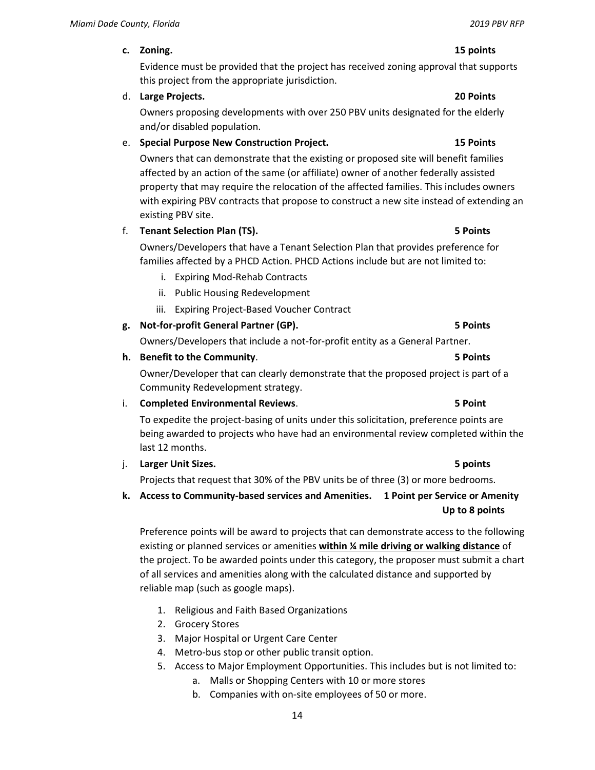**c. Zoning.** **15 points**

Evidence must be provided that the project has received zoning approval that supports this project from the appropriate jurisdiction.

d. **Large Projects.** **20 Points**

Owners proposing developments with over 250 PBV units designated for the elderly and/or disabled population.

e. **Special Purpose New Construction Project.** **15 Points**

Owners that can demonstrate that the existing or proposed site will benefit families affected by an action of the same (or affiliate) owner of another federally assisted property that may require the relocation of the affected families. This includes owners with expiring PBV contracts that propose to construct a new site instead of extending an existing PBV site.

f. **Tenant Selection Plan (TS).** **5 Points**

Owners/Developers that have a Tenant Selection Plan that provides preference for families affected by a PHCD Action. PHCD Actions include but are not limited to:

i. Expiring Mod-Rehab Contracts
ii. Public Housing Redevelopment
iii. Expiring Project-Based Voucher Contract

**g. Not-for-profit General Partner (GP).** **5 Points**

Owners/Developers that include a not-for-profit entity as a General Partner.

**h. Benefit to the Community**. **5 Points**

Owner/Developer that can clearly demonstrate that the proposed project is part of a Community Redevelopment strategy.

i. **Completed Environmental Reviews**. **5 Point**

To expedite the project-basing of units under this solicitation, preference points are being awarded to projects who have had an environmental review completed within the last 12 months.

j. **Larger Unit Sizes.** **5 points**

Projects that request that 30% of the PBV units be of three (3) or more bedrooms.

**k. Access to Community-based services and Amenities.** **1 Point per Service or Amenity Up to 8 points**

Preference points will be award to projects that can demonstrate access to the following existing or planned services or amenities **within ¼ mile driving or walking distance** of the project. To be awarded points under this category, the proposer must submit a chart of all services and amenities along with the calculated distance and supported by reliable map (such as google maps).

1. Religious and Faith Based Organizations
2. Grocery Stores
3. Major Hospital or Urgent Care Center
4. Metro-bus stop or other public transit option.
5. Access to Major Employment Opportunities. This includes but is not limited to:
   a. Malls or Shopping Centers with 10 or more stores
   b. Companies with on-site employees of 50 or more.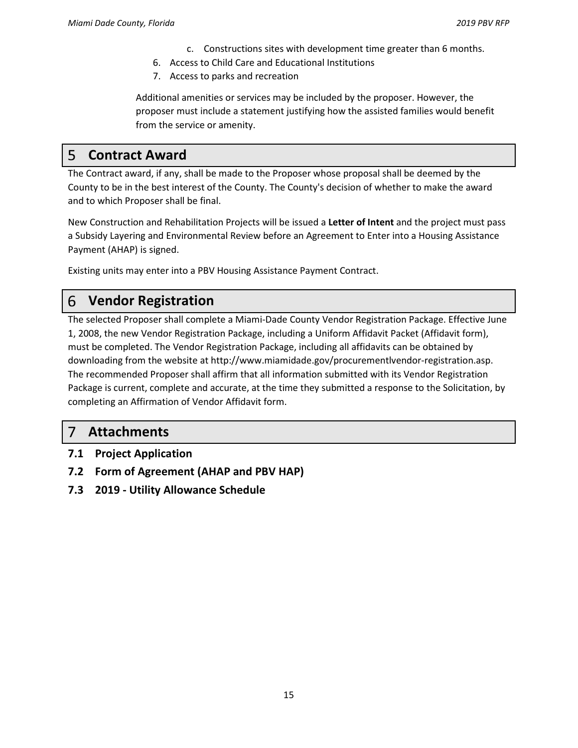c. Constructions sites with development time greater than 6 months.

6. Access to Child Care and Educational Institutions
7. Access to parks and recreation

Additional amenities or services may be included by the proposer. However, the proposer must include a statement justifying how the assisted families would benefit from the service or amenity.

# 5 Contract Award

The Contract award, if any, shall be made to the Proposer whose proposal shall be deemed by the County to be in the best interest of the County. The County's decision of whether to make the award and to which Proposer shall be final.

New Construction and Rehabilitation Projects will be issued a **Letter of Intent** and the project must pass a Subsidy Layering and Environmental Review before an Agreement to Enter into a Housing Assistance Payment (AHAP) is signed.

Existing units may enter into a PBV Housing Assistance Payment Contract.

# 6 Vendor Registration

The selected Proposer shall complete a Miami-Dade County Vendor Registration Package. Effective June 1, 2008, the new Vendor Registration Package, including a Uniform Affidavit Packet (Affidavit form), must be completed. The Vendor Registration Package, including all affidavits can be obtained by downloading from the website at http://www.miamidade.gov/procurementlvendor-registration.asp. The recommended Proposer shall affirm that all information submitted with its Vendor Registration Package is current, complete and accurate, at the time they submitted a response to the Solicitation, by completing an Affirmation of Vendor Affidavit form.

# 7 Attachments

## 7.1 Project Application

## 7.2 Form of Agreement (AHAP and PBV HAP)

## 7.3 2019 - Utility Allowance Schedule